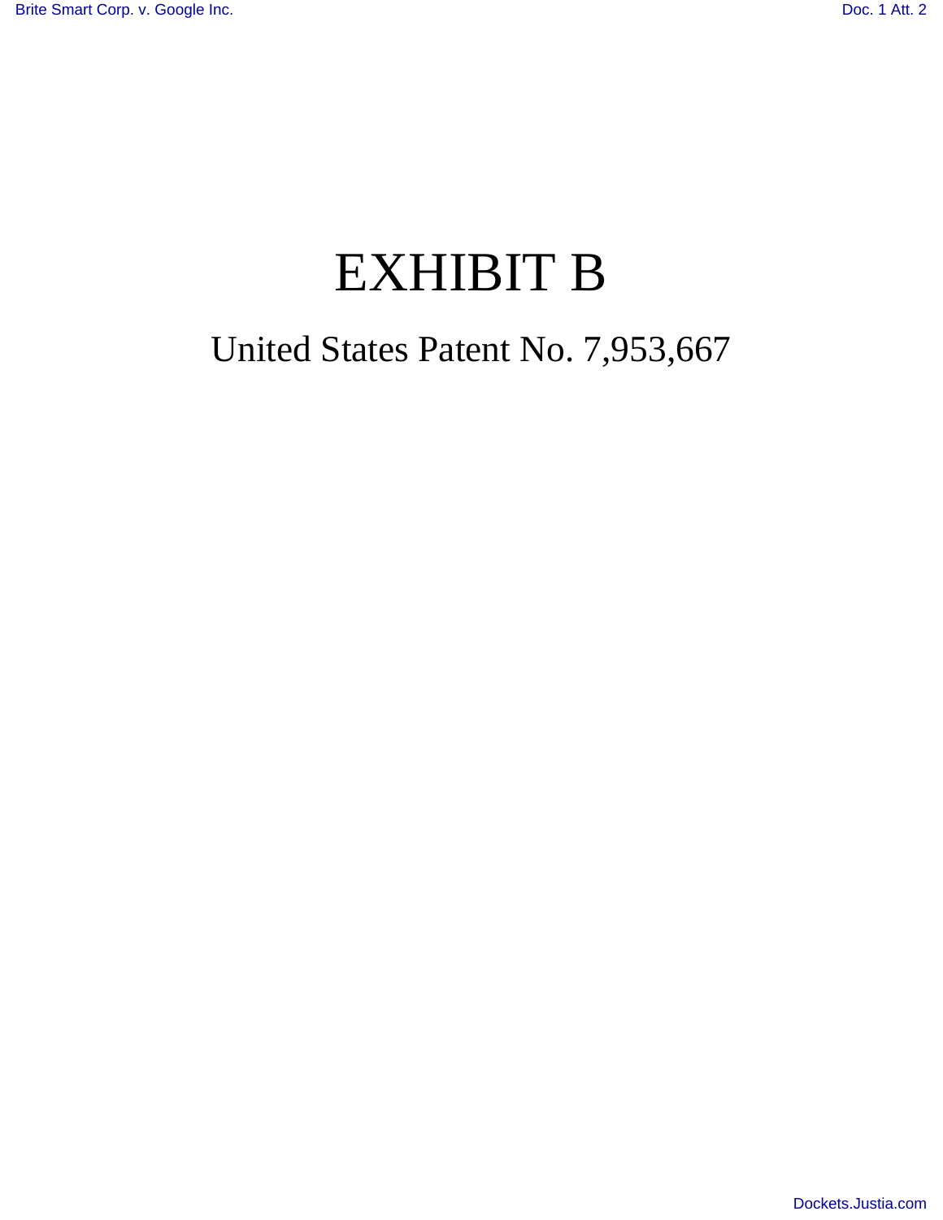# EXHIBIT B

## United States Patent No. 7,953,667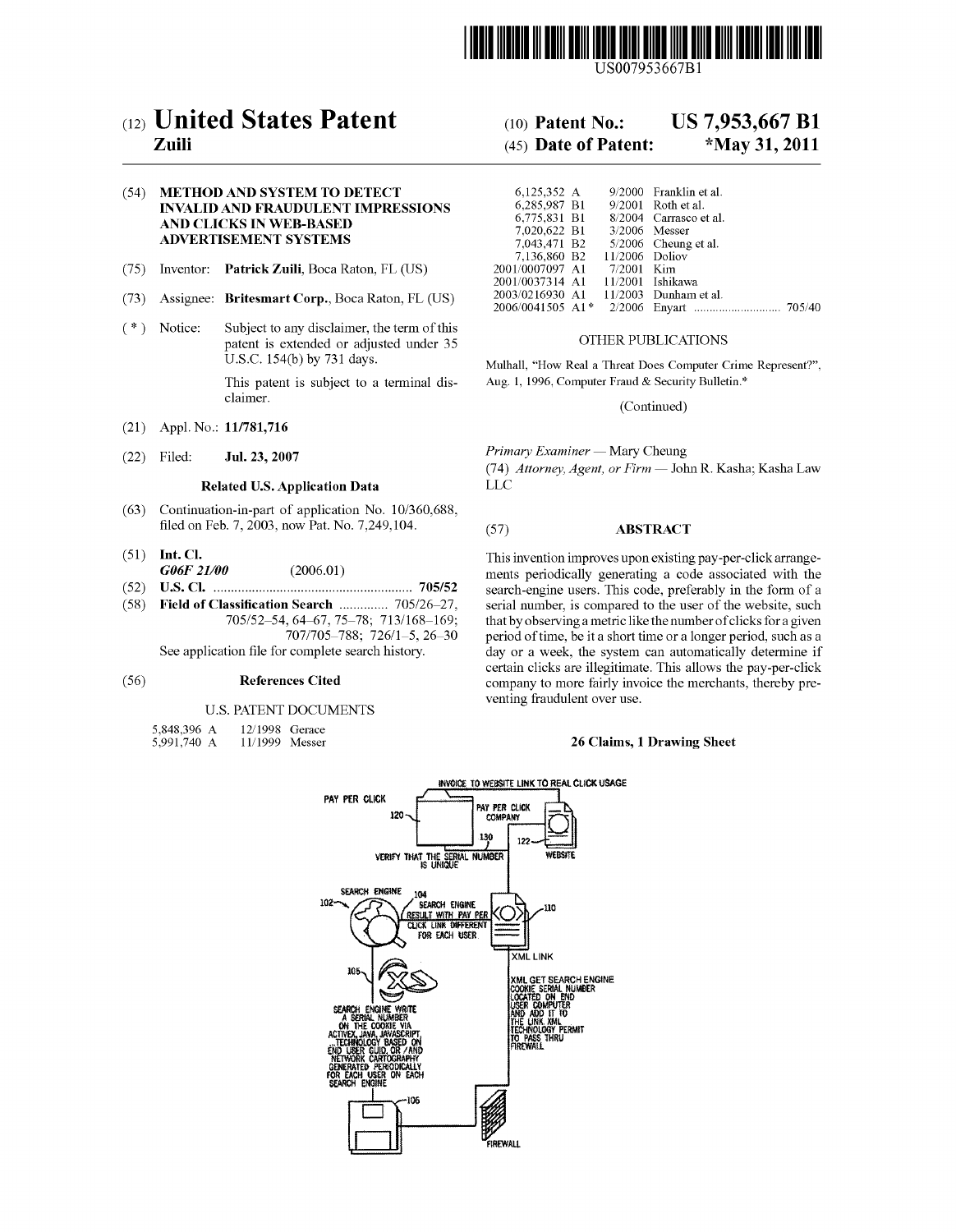# (12) United States Patent
**Zuili**

(10) **Patent No.: US 7,953,667 B1**

(45) **Date of Patent: \*May 31, 2011**

(54) **METHOD AND SYSTEM TO DETECT INVALID AND FRAUDULENT IMPRESSIONS AND CLICKS IN WEB-BASED ADVERTISEMENT SYSTEMS**

(75) Inventor: **Patrick Zuili**, Boca Raton, FL (US)

(73) Assignee: **Britesmart Corp.**, Boca Raton, FL (US)

( \* ) Notice: Subject to any disclaimer, the term of this patent is extended or adjusted under 35 U.S.C. 154(b) by 731 days.

This patent is subject to a terminal disclaimer.

(21) Appl. No.: **11/781,716**

(22) Filed: **Jul. 23, 2007**

### Related U.S. Application Data

(63) Continuation-in-part of application No. 10/360,688, filed on Feb. 7, 2003, now Pat. No. 7,249,104.

(51) **Int. Cl.**
***G06F 21/00*** (2006.01)

(52) **U.S. Cl.** ........................................................ **705/52**

(58) **Field of Classification Search** .............. 705/26–27, 705/52–54, 64–67, 75–78; 713/168–169; 707/705–788; 726/1–5, 26–30

See application file for complete search history.

(56) **References Cited**

U.S. PATENT DOCUMENTS

| | | |
|---|---|---|
| 5,848,396 A | 12/1998 | Gerace |
| 5,991,740 A | 11/1999 | Messer |
| 6,125,352 A | 9/2000 | Franklin et al. |
| 6,285,987 B1 | 9/2001 | Roth et al. |
| 6,775,831 B1 | 8/2004 | Carrasco et al. |
| 7,020,622 B1 | 3/2006 | Messer |
| 7,043,471 B2 | 5/2006 | Cheung et al. |
| 7,136,860 B2 | 11/2006 | Doliov |
| 2001/0007097 A1 | 7/2001 | Kim |
| 2001/0037314 A1 | 11/2001 | Ishikawa |
| 2003/0216930 A1 | 11/2003 | Dunham et al. |
| 2006/0041505 A1 \* | 2/2006 | Enyart ............................ 705/40 |

OTHER PUBLICATIONS

Mulhall, "How Real a Threat Does Computer Crime Represent?", Aug. 1, 1996, Computer Fraud & Security Bulletin.\*

(Continued)

*Primary Examiner* — Mary Cheung

(74) *Attorney, Agent, or Firm* — John R. Kasha; Kasha Law LLC

(57) **ABSTRACT**

This invention improves upon existing pay-per-click arrangements periodically generating a code associated with the search-engine users. This code, preferably in the form of a serial number, is compared to the user of the website, such that by observing a metric like the number of clicks for a given period of time, be it a short time or a longer period, such as a day or a week, the system can automatically determine if certain clicks are illegitimate. This allows the pay-per-click company to more fairly invoice the merchants, thereby preventing fraudulent over use.

**26 Claims, 1 Drawing Sheet**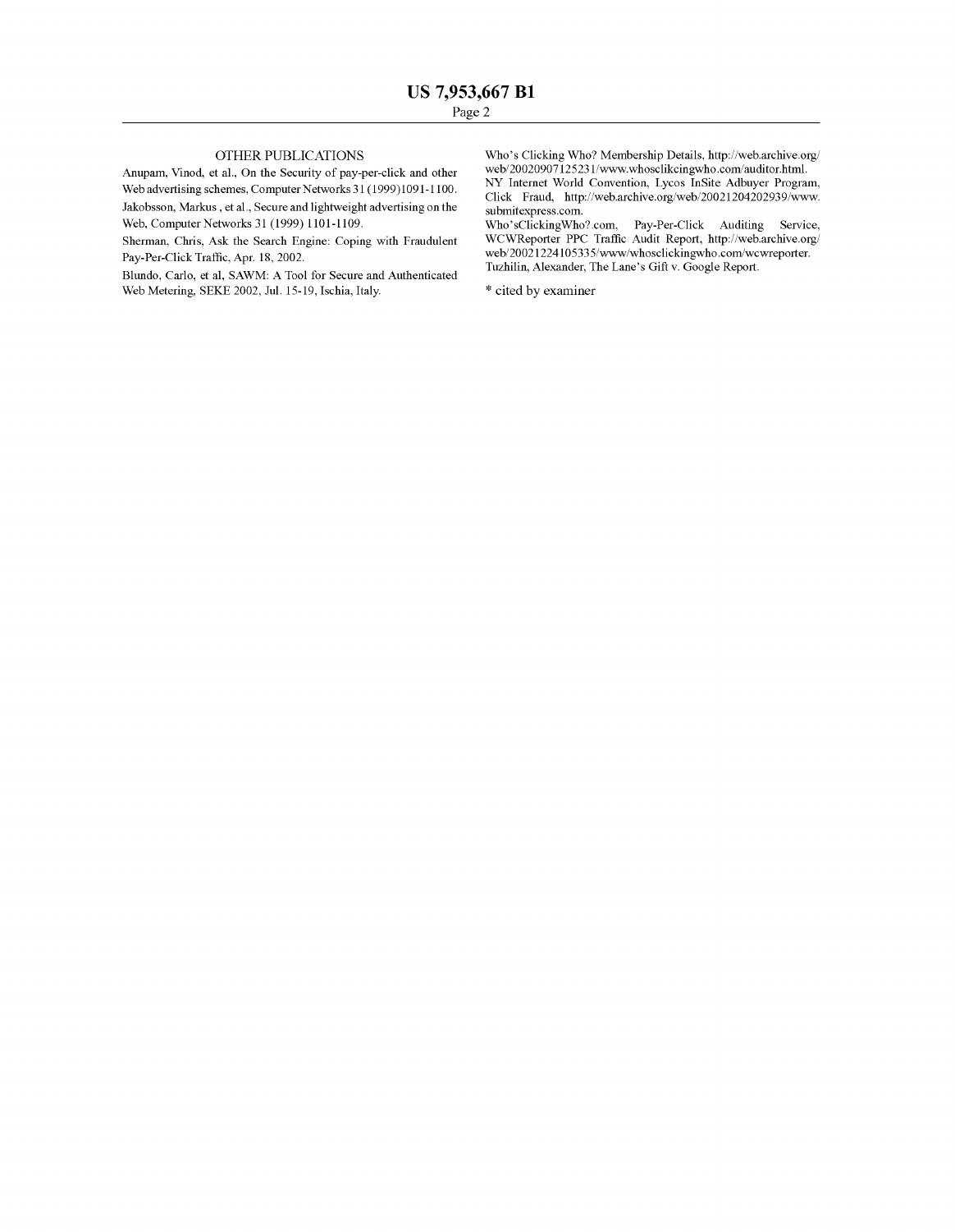## OTHER PUBLICATIONS

Anupam, Vinod, et al., On the Security of pay-per-click and other Web advertising schemes, Computer Networks 31 (1999)1091-1100.

Jakobsson, Markus , et al., Secure and lightweight advertising on the Web, Computer Networks 31 (1999) 1101-1109.

Sherman, Chris, Ask the Search Engine: Coping with Fraudulent Pay-Per-Click Traffic, Apr. 18, 2002.

Blundo, Carlo, et al, SAWM: A Tool for Secure and Authenticated Web Metering, SEKE 2002, Jul. 15-19, Ischia, Italy.

Who's Clicking Who? Membership Details, http://web.archive.org/web/20020907125231/www.whosclikcingwho.com/auditor.html.

NY Internet World Convention, Lycos InSite Adbuyer Program, Click Fraud, http://web.archive.org/web/20021204202939/www.submitexpress.com.

Who'sClickingWho?.com, Pay-Per-Click Auditing Service, WCWReporter PPC Traffic Audit Report, http://web.archive.org/web/20021224105335/www/whosclickingwho.com/wcwreporter.

Tuzhilin, Alexander, The Lane's Gift v. Google Report.

* cited by examiner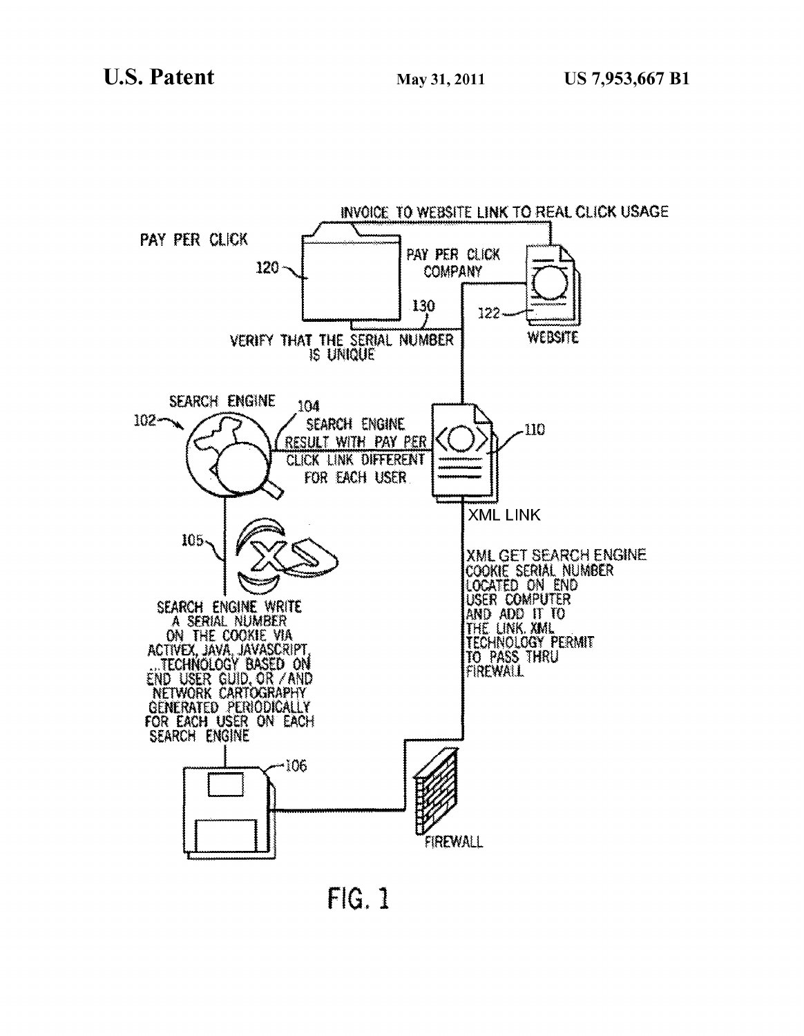PAY PER CLICK

INVOICE TO WEBSITE LINK TO REAL CLICK USAGE

120

PAY PER CLICK COMPANY

130

122

VERIFY THAT THE SERIAL NUMBER IS UNIQUE

WEBSITE

SEARCH ENGINE

102

104

SEARCH ENGINE RESULT WITH PAY PER CLICK LINK DIFFERENT FOR EACH USER

110

XML LINK

105

SEARCH ENGINE WRITE A SERIAL NUMBER ON THE COOKIE VIA ACTIVEX, JAVA, JAVASCRIPT, ...TECHNOLOGY BASED ON END USER GUID, OR /AND NETWORK CARTOGRAPHY GENERATED PERIODICALLY FOR EACH USER ON EACH SEARCH ENGINE

XML GET SEARCH ENGINE COOKIE SERIAL NUMBER LOCATED ON END USER COMPUTER AND ADD IT TO THE LINK. XML TECHNOLOGY PERMIT TO PASS THRU FIREWALL

106

FIREWALL

FIG. 1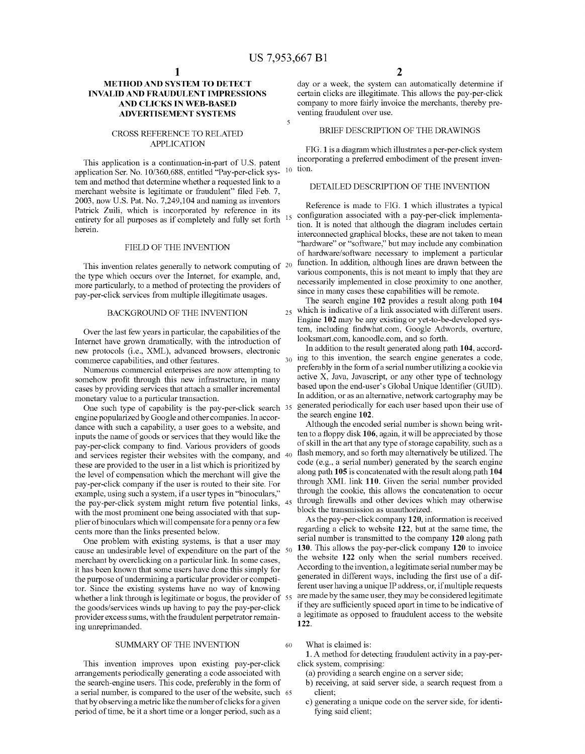# METHOD AND SYSTEM TO DETECT INVALID AND FRAUDULENT IMPRESSIONS AND CLICKS IN WEB-BASED ADVERTISEMENT SYSTEMS

## CROSS REFERENCE TO RELATED APPLICATION

This application is a continuation-in-part of U.S. patent application Ser. No. 10/360,688, entitled "Pay-per-click system and method that determine whether a requested link to a merchant website is legitimate or fraudulent" filed Feb. 7, 2003, now U.S. Pat. No. 7,249,104 and naming as inventors Patrick Zuili, which is incorporated by reference in its entirety for all purposes as if completely and fully set forth herein.

## FIELD OF THE INVENTION

This invention relates generally to network computing of the type which occurs over the Internet, for example, and, more particularly, to a method of protecting the providers of pay-per-click services from multiple illegitimate usages.

## BACKGROUND OF THE INVENTION

Over the last few years in particular, the capabilities of the Internet have grown dramatically, with the introduction of new protocols (i.e., XML), advanced browsers, electronic commerce capabilities, and other features.

Numerous commercial enterprises are now attempting to somehow profit through this new infrastructure, in many cases by providing services that attach a smaller incremental monetary value to a particular transaction.

One such type of capability is the pay-per-click search engine popularized by Google and other companies. In accordance with such a capability, a user goes to a website, and inputs the name of goods or services that they would like the pay-per-click company to find. Various providers of goods and services register their websites with the company, and these are provided to the user in a list which is prioritized by the level of compensation which the merchant will give the pay-per-click company if the user is routed to their site. For example, using such a system, if a user types in "binoculars," the pay-per-click system might return five potential links, with the most prominent one being associated with that supplier of binoculars which will compensate for a penny or a few cents more than the links presented below.

One problem with existing systems, is that a user may cause an undesirable level of expenditure on the part of the merchant by overclicking on a particular link. In some cases, it has been known that some users have done this simply for the purpose of undermining a particular provider or competitor. Since the existing systems have no way of knowing whether a link through is legitimate or bogus, the provider of the goods/services winds up having to pay the pay-per-click provider excess sums, with the fraudulent perpetrator remaining unreprimanded.

## SUMMARY OF THE INVENTION

This invention improves upon existing pay-per-click arrangements periodically generating a code associated with the search-engine users. This code, preferably in the form of a serial number, is compared to the user of the website, such that by observing a metric like the number of clicks for a given period of time, be it a short time or a longer period, such as a day or a week, the system can automatically determine if certain clicks are illegitimate. This allows the pay-per-click company to more fairly invoice the merchants, thereby preventing fraudulent over use.

## BRIEF DESCRIPTION OF THE DRAWINGS

FIG. 1 is a diagram which illustrates a per-per-click system incorporating a preferred embodiment of the present invention.

## DETAILED DESCRIPTION OF THE INVENTION

Reference is made to FIG. 1 which illustrates a typical configuration associated with a pay-per-click implementation. It is noted that although the diagram includes certain interconnected graphical blocks, these are not taken to mean "hardware" or "software," but may include any combination of hardware/software necessary to implement a particular function. In addition, although lines are drawn between the various components, this is not meant to imply that they are necessarily implemented in close proximity to one another, since in many cases these capabilities will be remote.

The search engine **102** provides a result along path **104** which is indicative of a link associated with different users. Engine **102** may be any existing or yet-to-be-developed system, including findwhat.com, Google Adwords, overture, looksmart.com, kanoodle.com, and so forth.

In addition to the result generated along path **104**, according to this invention, the search engine generates a code, preferably in the form of a serial number utilizing a cookie via active X, Java, Javascript, or any other type of technology based upon the end-user's Global Unique Identifier (GUID). In addition, or as an alternative, network cartography may be generated periodically for each user based upon their use of the search engine **102**.

Although the encoded serial number is shown being written to a floppy disk **106**, again, it will be appreciated by those of skill in the art that any type of storage capability, such as a flash memory, and so forth may alternatively be utilized. The code (e.g., a serial number) generated by the search engine along path **105** is concatenated with the result along path **104** through XML link **110**. Given the serial number provided through the cookie, this allows the concatenation to occur through firewalls and other devices which may otherwise block the transmission as unauthorized.

As the pay-per-click company **120**, information is received regarding a click to website **122**, but at the same time, the serial number is transmitted to the company **120** along path **130**. This allows the pay-per-click company **120** to invoice the website **122** only when the serial numbers received. According to the invention, a legitimate serial number may be generated in different ways, including the first use of a different user having a unique IP address, or, if multiple requests are made by the same user, they may be considered legitimate if they are sufficiently spaced apart in time to be indicative of a legitimate as opposed to fraudulent access to the website **122**.

What is claimed is:

**1**. A method for detecting fraudulent activity in a pay-per-click system, comprising:

(a) providing a search engine on a server side;

b) receiving, at said server side, a search request from a client;

c) generating a unique code on the server side, for identifying said client;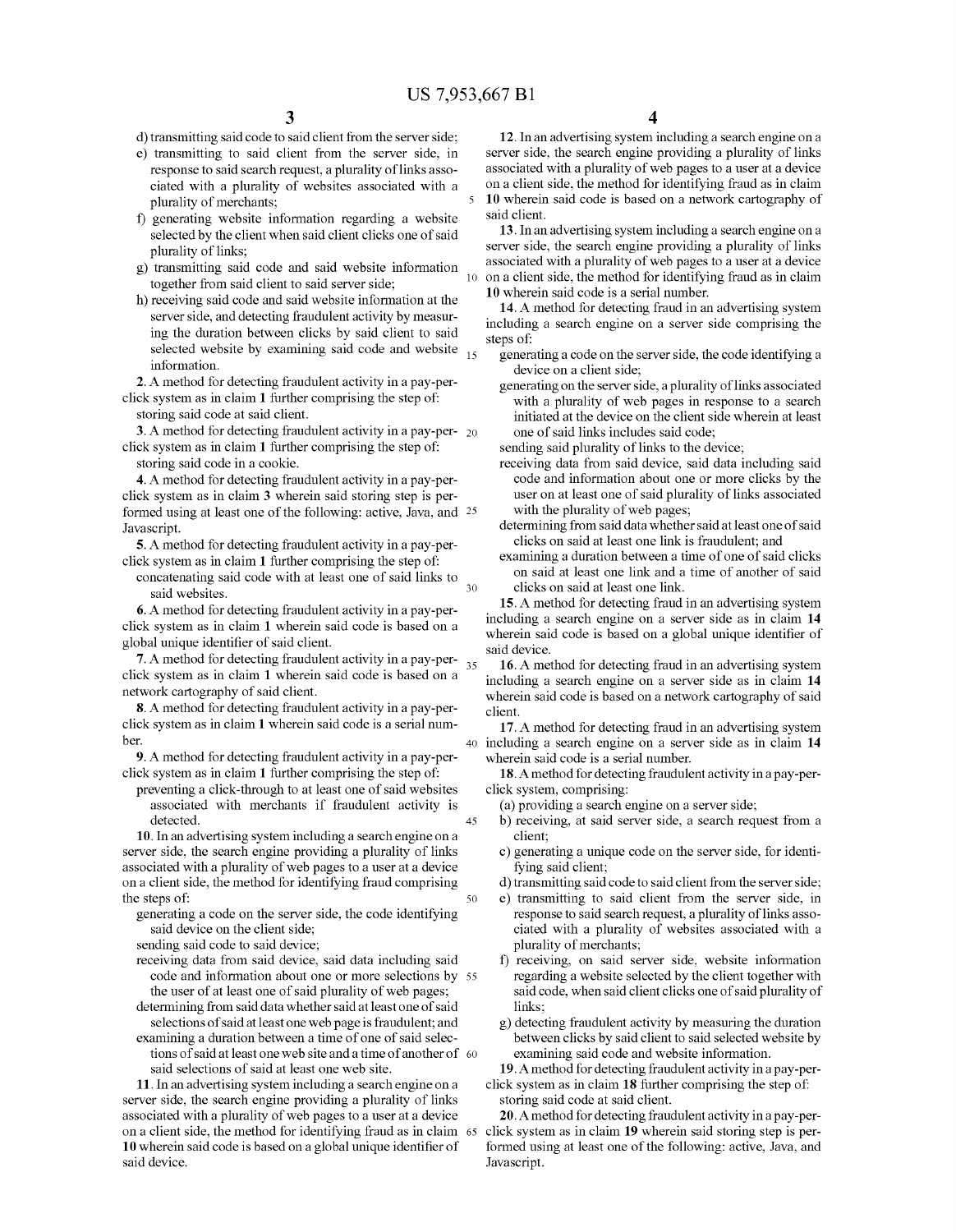d) transmitting said code to said client from the server side;

e) transmitting to said client from the server side, in response to said search request, a plurality of links associated with a plurality of websites associated with a plurality of merchants;

f) generating website information regarding a website selected by the client when said client clicks one of said plurality of links;

g) transmitting said code and said website information together from said client to said server side;

h) receiving said code and said website information at the server side, and detecting fraudulent activity by measuring the duration between clicks by said client to said selected website by examining said code and website information.

**2**. A method for detecting fraudulent activity in a pay-per-click system as in claim **1** further comprising the step of: storing said code at said client.

**3**. A method for detecting fraudulent activity in a pay-per-click system as in claim **1** further comprising the step of: storing said code in a cookie.

**4**. A method for detecting fraudulent activity in a pay-per-click system as in claim **3** wherein said storing step is performed using at least one of the following: active, Java, and Javascript.

**5**. A method for detecting fraudulent activity in a pay-per-click system as in claim **1** further comprising the step of: concatenating said code with at least one of said links to said websites.

**6**. A method for detecting fraudulent activity in a pay-per-click system as in claim **1** wherein said code is based on a global unique identifier of said client.

**7**. A method for detecting fraudulent activity in a pay-per-click system as in claim **1** wherein said code is based on a network cartography of said client.

**8**. A method for detecting fraudulent activity in a pay-per-click system as in claim **1** wherein said code is a serial number.

**9**. A method for detecting fraudulent activity in a pay-per-click system as in claim **1** further comprising the step of: preventing a click-through to at least one of said websites associated with merchants if fraudulent activity is detected.

**10**. In an advertising system including a search engine on a server side, the search engine providing a plurality of links associated with a plurality of web pages to a user at a device on a client side, the method for identifying fraud comprising the steps of:

generating a code on the server side, the code identifying said device on the client side;

sending said code to said device;

receiving data from said device, said data including said code and information about one or more selections by the user of at least one of said plurality of web pages;

determining from said data whether said at least one of said selections of said at least one web page is fraudulent; and

examining a duration between a time of one of said selections of said at least one web site and a time of another of said selections of said at least one web site.

**11**. In an advertising system including a search engine on a server side, the search engine providing a plurality of links associated with a plurality of web pages to a user at a device on a client side, the method for identifying fraud as in claim **10** wherein said code is based on a global unique identifier of said device.

**12**. In an advertising system including a search engine on a server side, the search engine providing a plurality of links associated with a plurality of web pages to a user at a device on a client side, the method for identifying fraud as in claim **10** wherein said code is based on a network cartography of said client.

**13**. In an advertising system including a search engine on a server side, the search engine providing a plurality of links associated with a plurality of web pages to a user at a device on a client side, the method for identifying fraud as in claim **10** wherein said code is a serial number.

**14**. A method for detecting fraud in an advertising system including a search engine on a server side comprising the steps of:

generating a code on the server side, the code identifying a device on the client side;

generating on the server side, a plurality of links associated with a plurality of web pages in response to a search initiated at the device on the client side wherein at least one of said links includes said code;

sending said plurality of links to the device;

receiving data from said device, said data including said code and information about one or more clicks by the user on at least one of said plurality of links associated with the plurality of web pages;

determining from said data whether said at least one of said clicks on said at least one link is fraudulent; and

examining a duration between a time of one of said clicks on said at least one link and a time of another of said clicks on said at least one link.

**15**. A method for detecting fraud in an advertising system including a search engine on a server side as in claim **14** wherein said code is based on a global unique identifier of said device.

**16**. A method for detecting fraud in an advertising system including a search engine on a server side as in claim **14** wherein said code is based on a network cartography of said client.

**17**. A method for detecting fraud in an advertising system including a search engine on a server side as in claim **14** wherein said code is a serial number.

**18**. A method for detecting fraudulent activity in a pay-per-click system, comprising:

(a) providing a search engine on a server side;

b) receiving, at said server side, a search request from a client;

c) generating a unique code on the server side, for identifying said client;

d) transmitting said code to said client from the server side;

e) transmitting to said client from the server side, in response to said search request, a plurality of links associated with a plurality of websites associated with a plurality of merchants;

f) receiving, on said server side, website information regarding a website selected by the client together with said code, when said client clicks one of said plurality of links;

g) detecting fraudulent activity by measuring the duration between clicks by said client to said selected website by examining said code and website information.

**19**. A method for detecting fraudulent activity in a pay-per-click system as in claim **18** further comprising the step of: storing said code at said client.

**20**. A method for detecting fraudulent activity in a pay-per-click system as in claim **19** wherein said storing step is performed using at least one of the following: active, Java, and Javascript.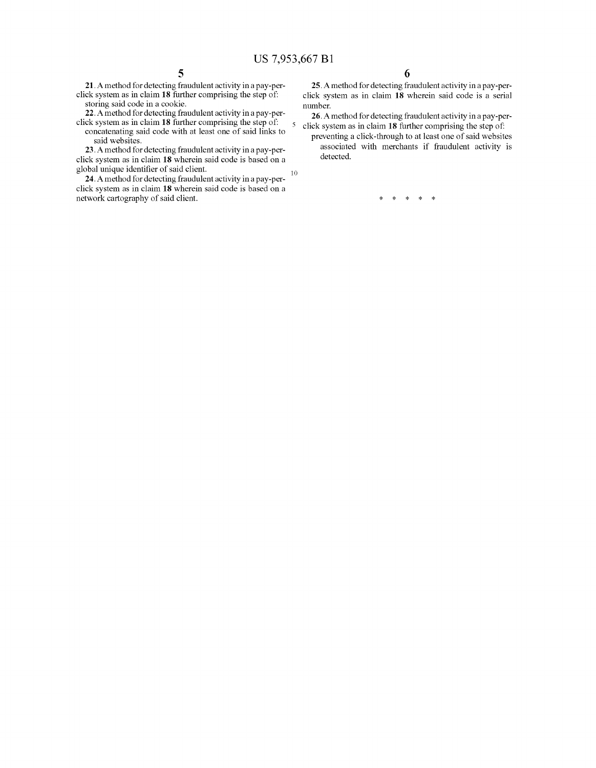**21**. A method for detecting fraudulent activity in a pay-per-click system as in claim **18** further comprising the step of:

storing said code in a cookie.

**22**. A method for detecting fraudulent activity in a pay-per-click system as in claim **18** further comprising the step of:

concatenating said code with at least one of said links to said websites.

**23**. A method for detecting fraudulent activity in a pay-per-click system as in claim **18** wherein said code is based on a global unique identifier of said client.

**24**. A method for detecting fraudulent activity in a pay-per-click system as in claim **18** wherein said code is based on a network cartography of said client.

**25**. A method for detecting fraudulent activity in a pay-per-click system as in claim **18** wherein said code is a serial number.

**26**. A method for detecting fraudulent activity in a pay-per-click system as in claim **18** further comprising the step of:

preventing a click-through to at least one of said websites associated with merchants if fraudulent activity is detected.

* * * * *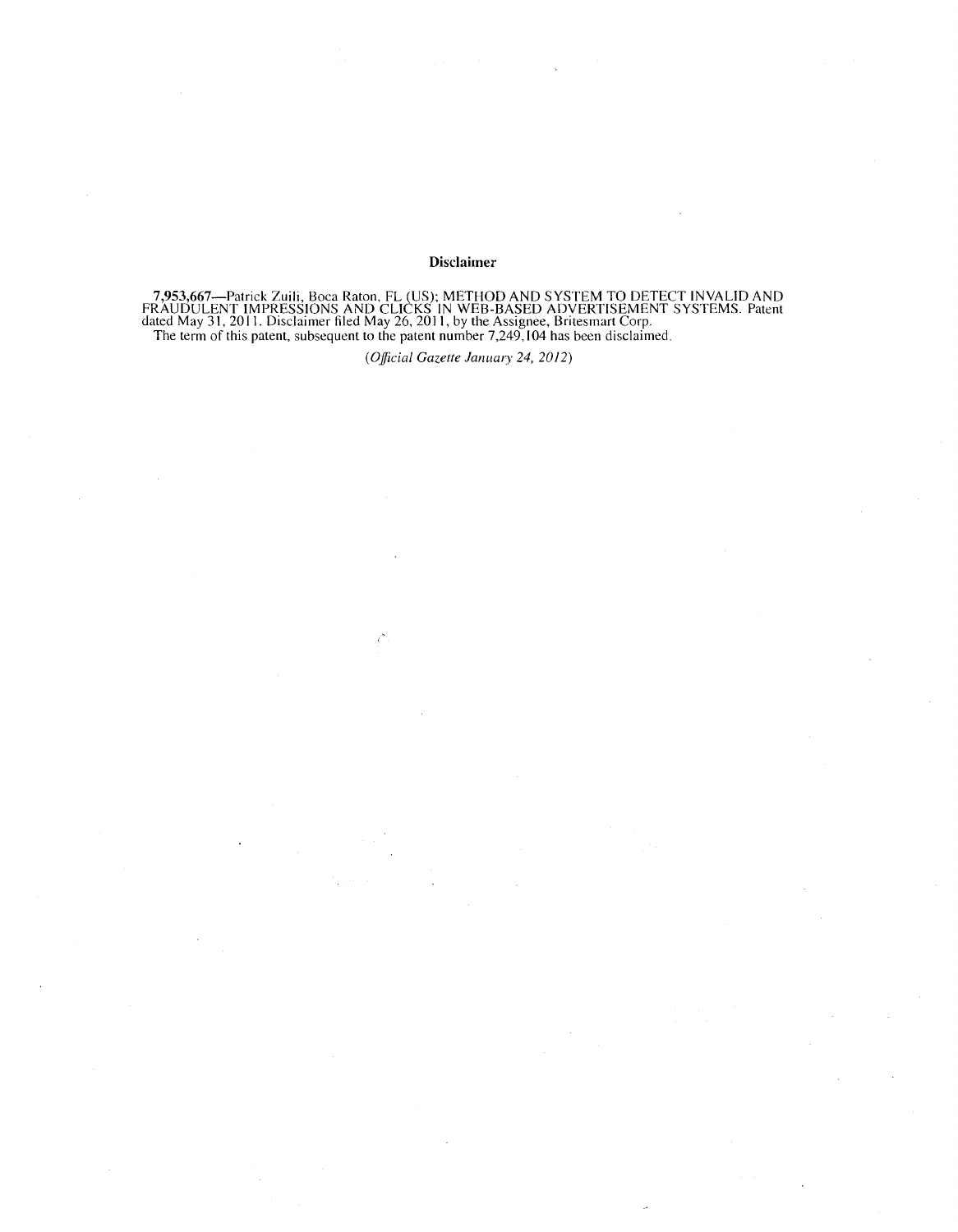## Disclaimer

**7,953,667**—Patrick Zuili, Boca Raton, FL (US); METHOD AND SYSTEM TO DETECT INVALID AND FRAUDULENT IMPRESSIONS AND CLICKS IN WEB-BASED ADVERTISEMENT SYSTEMS. Patent dated May 31, 2011. Disclaimer filed May 26, 2011, by the Assignee, Britesmart Corp.

The term of this patent, subsequent to the patent number 7,249,104 has been disclaimed.

(*Official Gazette January 24, 2012*)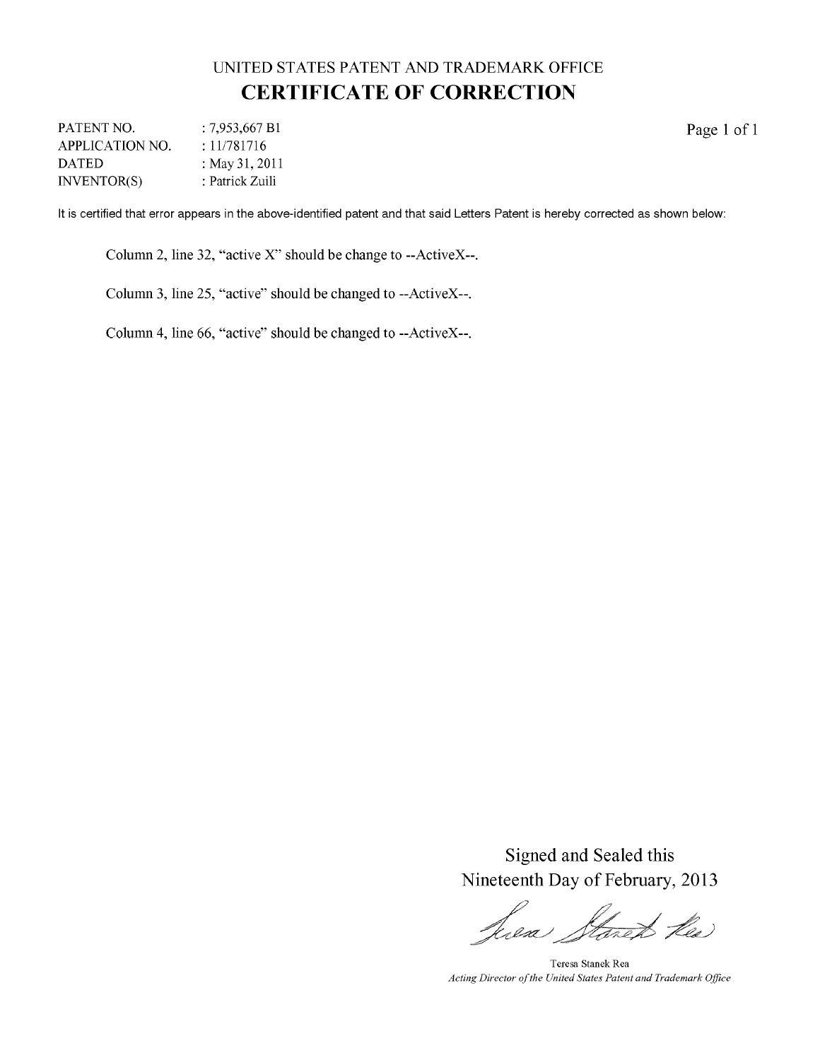UNITED STATES PATENT AND TRADEMARK OFFICE

# CERTIFICATE OF CORRECTION

| | |
|---|---|
| PATENT NO. | : 7,953,667 B1 |
| APPLICATION NO. | : 11/781716 |
| DATED | : May 31, 2011 |
| INVENTOR(S) | : Patrick Zuili |

Page 1 of 1

It is certified that error appears in the above-identified patent and that said Letters Patent is hereby corrected as shown below:

Column 2, line 32, "active X" should be change to --ActiveX--.

Column 3, line 25, "active" should be changed to --ActiveX--.

Column 4, line 66, "active" should be changed to --ActiveX--.

Signed and Sealed this
Nineteenth Day of February, 2013

Teresa Stanek Rea

*Acting Director of the United States Patent and Trademark Office*